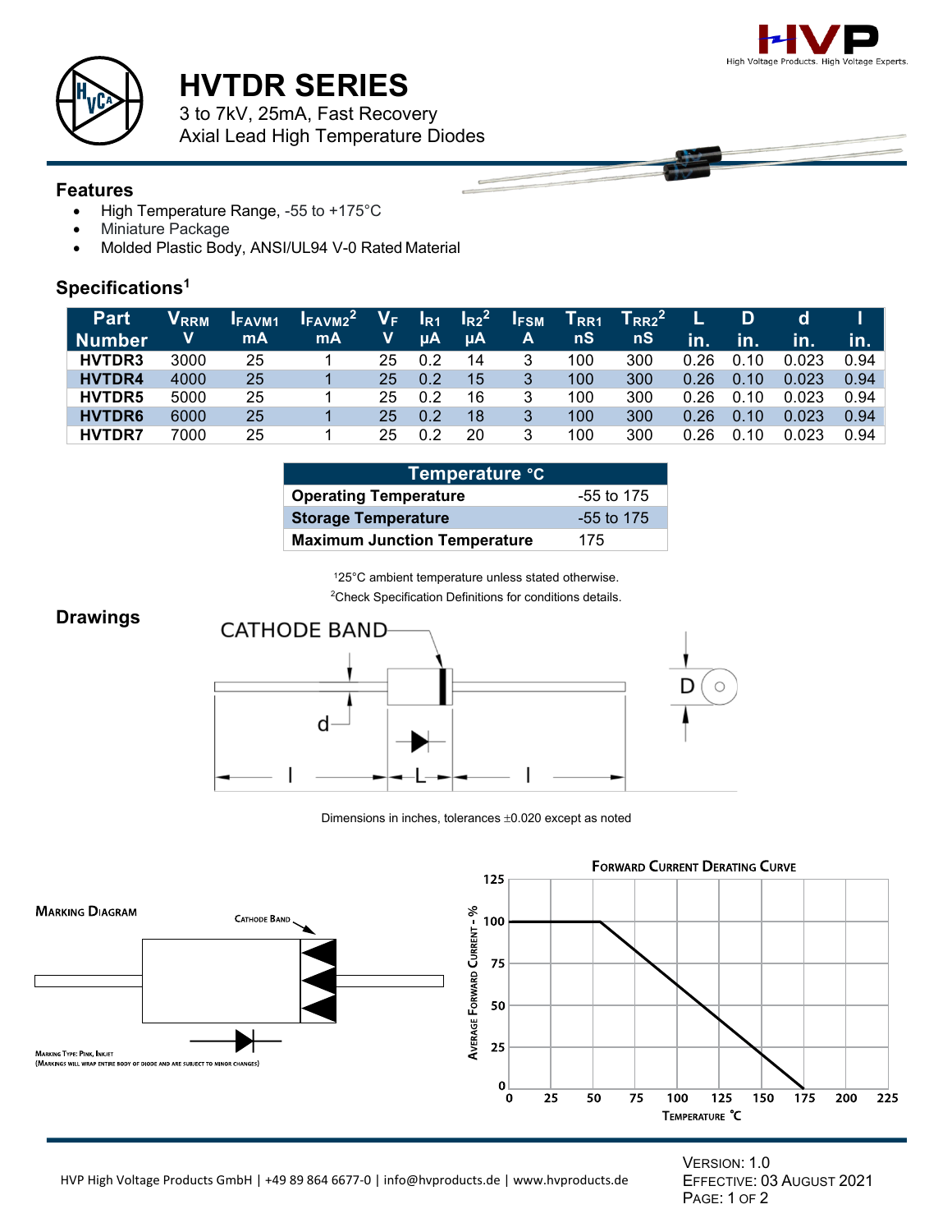# HVTDR SERIES

3 to 7kV, 25mA, Fast Recovery
Axial Lead High Temperature Diodes

## Features

- High Temperature Range, -55 to +175°C
- Miniature Package
- Molded Plastic Body, ANSI/UL94 V-0 Rated Material

## Specifications[1]

| Part Number | $V_{RRM}$ V | $I_{FAVM1}$ mA | $I_{FAVM2}$[2] mA | $V_F$ V | $I_{R1}$ µA | $I_{R2}$[2] µA | $I_{FSM}$ A | $T_{RR1}$ nS | $T_{RR2}$[2] nS | L in. | D in. | d in. | l in. |
|---|---|---|---|---|---|---|---|---|---|---|---|---|---|
| HVTDR3 | 3000 | 25 | 1 | 25 | 0.2 | 14 | 3 | 100 | 300 | 0.26 | 0.10 | 0.023 | 0.94 |
| HVTDR4 | 4000 | 25 | 1 | 25 | 0.2 | 15 | 3 | 100 | 300 | 0.26 | 0.10 | 0.023 | 0.94 |
| HVTDR5 | 5000 | 25 | 1 | 25 | 0.2 | 16 | 3 | 100 | 300 | 0.26 | 0.10 | 0.023 | 0.94 |
| HVTDR6 | 6000 | 25 | 1 | 25 | 0.2 | 18 | 3 | 100 | 300 | 0.26 | 0.10 | 0.023 | 0.94 |
| HVTDR7 | 7000 | 25 | 1 | 25 | 0.2 | 20 | 3 | 100 | 300 | 0.26 | 0.10 | 0.023 | 0.94 |

| Temperature °C | |
|---|---|
| Operating Temperature | -55 to 175 |
| Storage Temperature | -55 to 175 |
| Maximum Junction Temperature | 175 |

[1]25°C ambient temperature unless stated otherwise.
[2]Check Specification Definitions for conditions details.

## Drawings

CATHODE BAND

Dimensions in inches, tolerances ±0.020 except as noted

MARKING DIAGRAM

CATHODE BAND

MARKING TYPE: PINK, INKJET
(MARKINGS WILL WRAP ENTIRE BODY OF DIODE AND ARE SUBJECT TO MINOR CHANGES)

FORWARD CURRENT DERATING CURVE

AVERAGE FORWARD CURRENT - % vs. TEMPERATURE °C

HVP High Voltage Products GmbH | +49 89 864 6677-0 | info@hvproducts.de | www.hvproducts.de

VERSION: 1.0
EFFECTIVE: 03 AUGUST 2021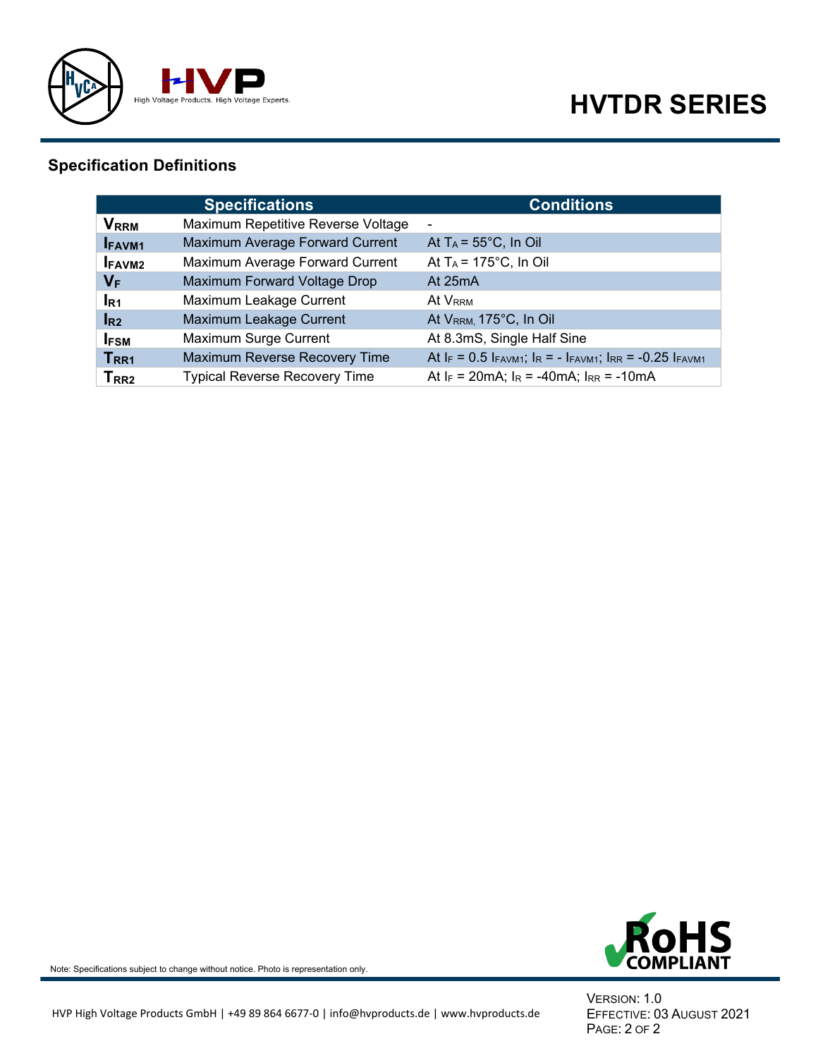## Specification Definitions

| | Specifications | Conditions |
|---|---|---|
| $V_{RRM}$ | Maximum Repetitive Reverse Voltage | - |
| $I_{FAVM1}$ | Maximum Average Forward Current | At $T_A$ = 55°C, In Oil |
| $I_{FAVM2}$ | Maximum Average Forward Current | At $T_A$ = 175°C, In Oil |
| $V_F$ | Maximum Forward Voltage Drop | At 25mA |
| $I_{R1}$ | Maximum Leakage Current | At $V_{RRM}$ |
| $I_{R2}$ | Maximum Leakage Current | At $V_{RRM}$, 175°C, In Oil |
| $I_{FSM}$ | Maximum Surge Current | At 8.3mS, Single Half Sine |
| $T_{RR1}$ | Maximum Reverse Recovery Time | At $I_F$ = 0.5 $I_{FAVM1}$; $I_R$ = - $I_{FAVM1}$; $I_{RR}$ = -0.25 $I_{FAVM1}$ |
| $T_{RR2}$ | Typical Reverse Recovery Time | At $I_F$ = 20mA; $I_R$ = -40mA; $I_{RR}$ = -10mA |

Note: Specifications subject to change without notice. Photo is representation only.

HVP High Voltage Products GmbH | +49 89 864 6677-0 | info@hvproducts.de | www.hvproducts.de

VERSION: 1.0
EFFECTIVE: 03 AUGUST 2021